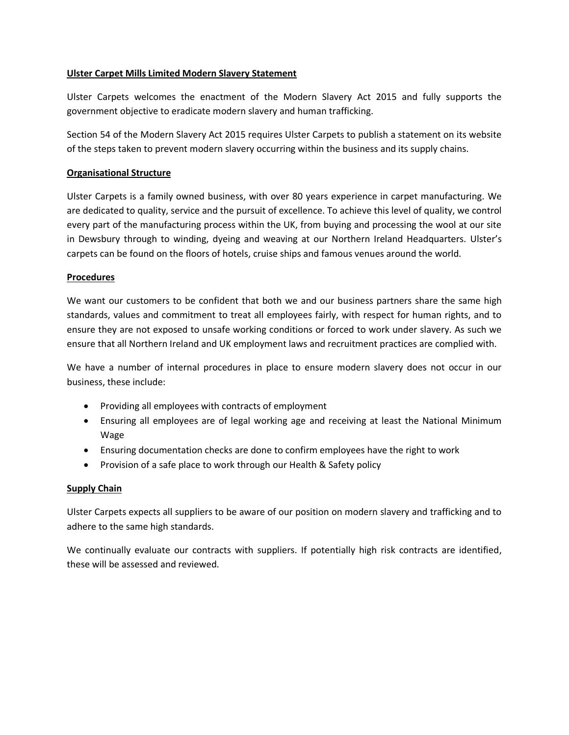# Ulster Carpet Mills Limited Modern Slavery Statement

Ulster Carpets welcomes the enactment of the Modern Slavery Act 2015 and fully supports the government objective to eradicate modern slavery and human trafficking.

Section 54 of the Modern Slavery Act 2015 requires Ulster Carpets to publish a statement on its website of the steps taken to prevent modern slavery occurring within the business and its supply chains.

## Organisational Structure

Ulster Carpets is a family owned business, with over 80 years experience in carpet manufacturing. We are dedicated to quality, service and the pursuit of excellence. To achieve this level of quality, we control every part of the manufacturing process within the UK, from buying and processing the wool at our site in Dewsbury through to winding, dyeing and weaving at our Northern Ireland Headquarters. Ulster's carpets can be found on the floors of hotels, cruise ships and famous venues around the world.

## Procedures

We want our customers to be confident that both we and our business partners share the same high standards, values and commitment to treat all employees fairly, with respect for human rights, and to ensure they are not exposed to unsafe working conditions or forced to work under slavery. As such we ensure that all Northern Ireland and UK employment laws and recruitment practices are complied with.

We have a number of internal procedures in place to ensure modern slavery does not occur in our business, these include:

- Providing all employees with contracts of employment
- Ensuring all employees are of legal working age and receiving at least the National Minimum Wage
- Ensuring documentation checks are done to confirm employees have the right to work
- Provision of a safe place to work through our Health & Safety policy

## Supply Chain

Ulster Carpets expects all suppliers to be aware of our position on modern slavery and trafficking and to adhere to the same high standards.

We continually evaluate our contracts with suppliers. If potentially high risk contracts are identified, these will be assessed and reviewed.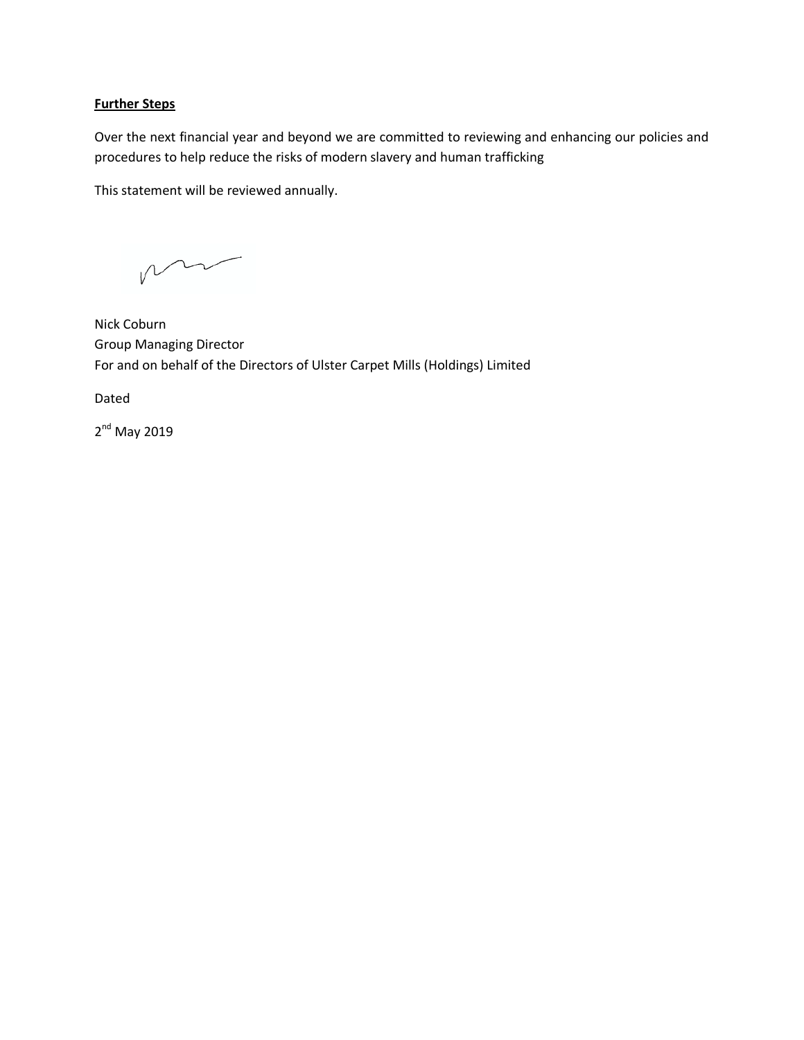**Further Steps**

Over the next financial year and beyond we are committed to reviewing and enhancing our policies and procedures to help reduce the risks of modern slavery and human trafficking

This statement will be reviewed annually.

Nick Coburn
Group Managing Director
For and on behalf of the Directors of Ulster Carpet Mills (Holdings) Limited

Dated

2nd May 2019